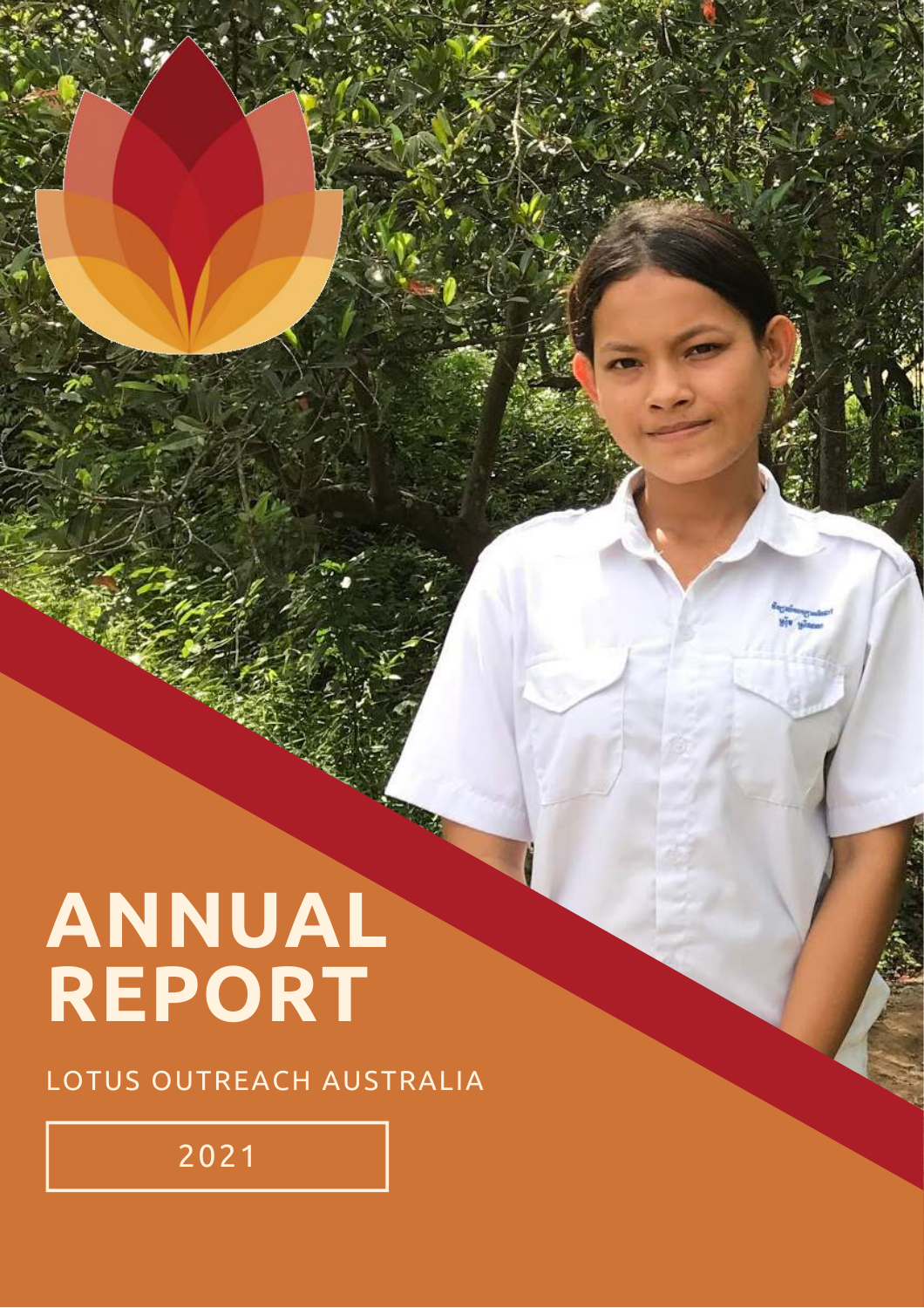# ANNUAL REPORT

LOTUS OUTREACH AUSTRALIA

2021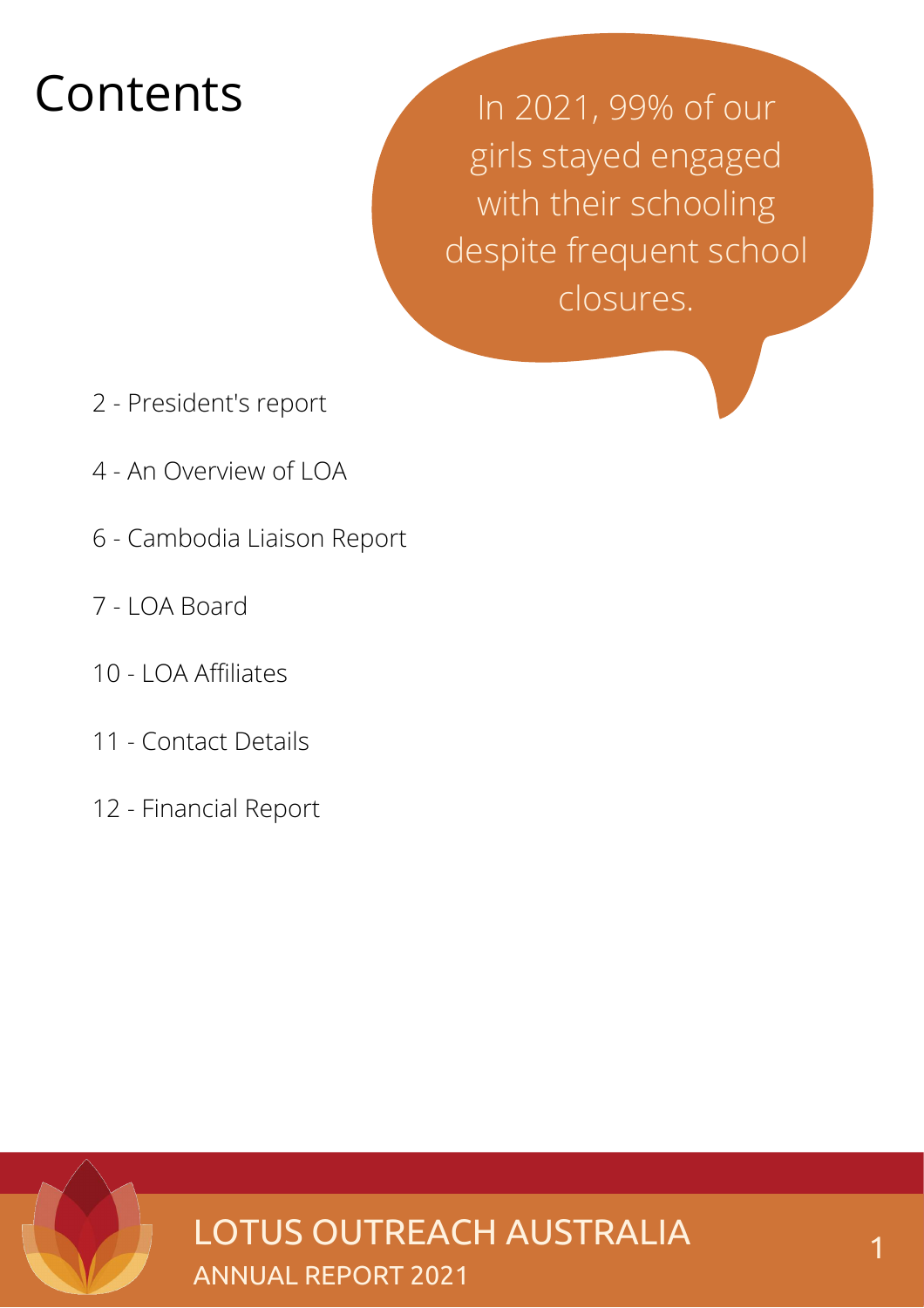# Contents

In 2021, 99% of our girls stayed engaged with their schooling despite frequent school closures.

- 2 - President's report
- 4 - An Overview of LOA
- 6 - Cambodia Liaison Report
- 7 - LOA Board
- 10 - LOA Affiliates
- 11 - Contact Details
- 12 - Financial Report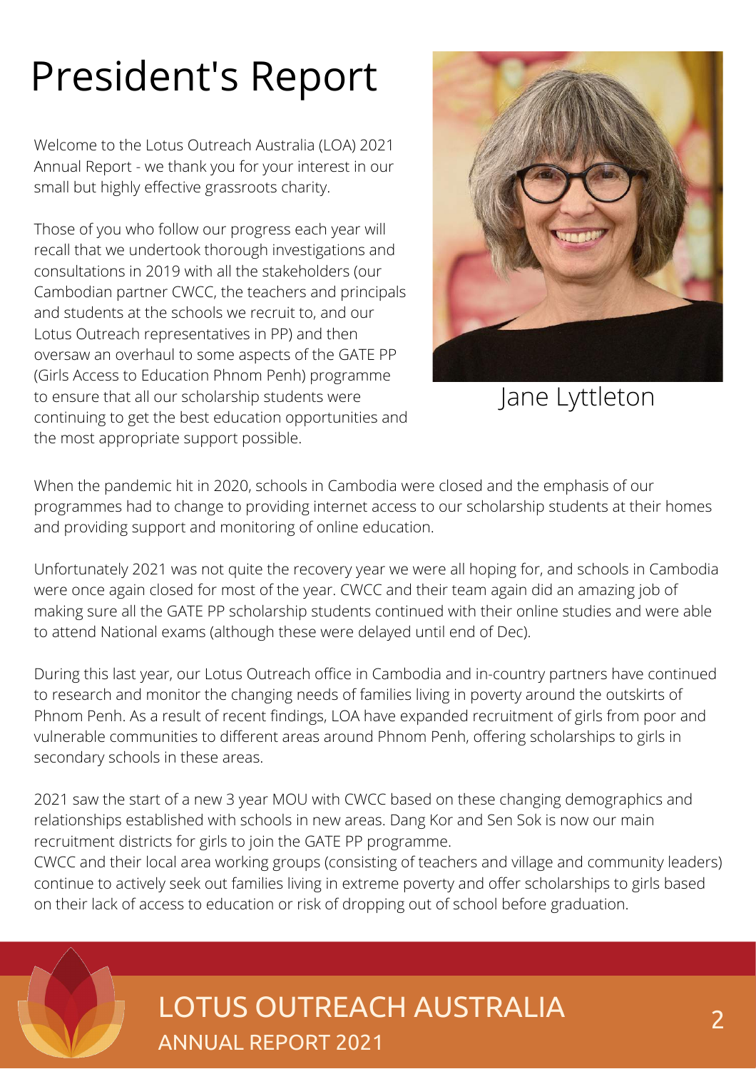# President's Report

Welcome to the Lotus Outreach Australia (LOA) 2021 Annual Report - we thank you for your interest in our small but highly effective grassroots charity.

Those of you who follow our progress each year will recall that we undertook thorough investigations and consultations in 2019 with all the stakeholders (our Cambodian partner CWCC, the teachers and principals and students at the schools we recruit to, and our Lotus Outreach representatives in PP) and then oversaw an overhaul to some aspects of the GATE PP (Girls Access to Education Phnom Penh) programme to ensure that all our scholarship students were continuing to get the best education opportunities and the most appropriate support possible.

Jane Lyttleton

When the pandemic hit in 2020, schools in Cambodia were closed and the emphasis of our programmes had to change to providing internet access to our scholarship students at their homes and providing support and monitoring of online education.

Unfortunately 2021 was not quite the recovery year we were all hoping for, and schools in Cambodia were once again closed for most of the year. CWCC and their team again did an amazing job of making sure all the GATE PP scholarship students continued with their online studies and were able to attend National exams (although these were delayed until end of Dec).

During this last year, our Lotus Outreach office in Cambodia and in-country partners have continued to research and monitor the changing needs of families living in poverty around the outskirts of Phnom Penh. As a result of recent findings, LOA have expanded recruitment of girls from poor and vulnerable communities to different areas around Phnom Penh, offering scholarships to girls in secondary schools in these areas.

2021 saw the start of a new 3 year MOU with CWCC based on these changing demographics and relationships established with schools in new areas. Dang Kor and Sen Sok is now our main recruitment districts for girls to join the GATE PP programme.

CWCC and their local area working groups (consisting of teachers and village and community leaders) continue to actively seek out families living in extreme poverty and offer scholarships to girls based on their lack of access to education or risk of dropping out of school before graduation.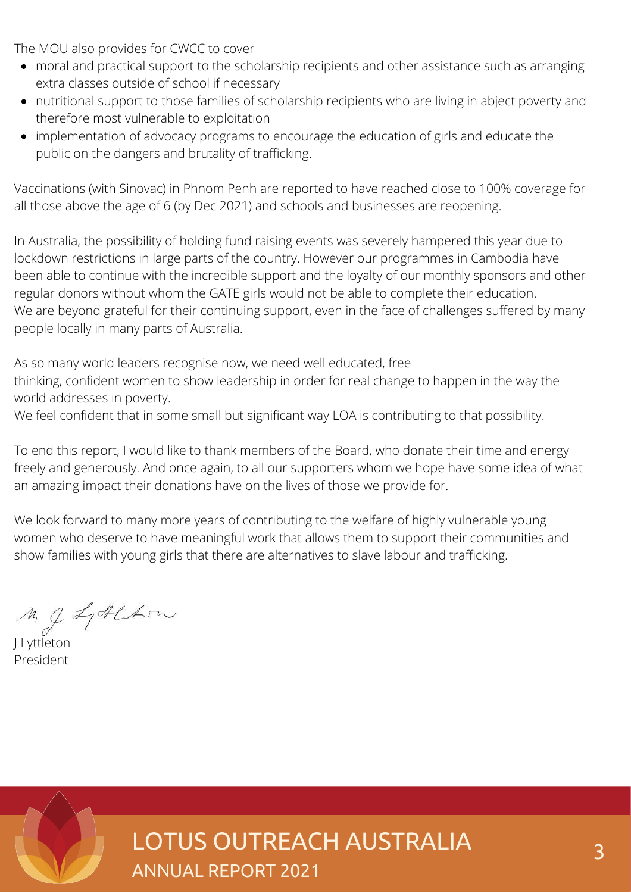The MOU also provides for CWCC to cover

- moral and practical support to the scholarship recipients and other assistance such as arranging extra classes outside of school if necessary
- nutritional support to those families of scholarship recipients who are living in abject poverty and therefore most vulnerable to exploitation
- implementation of advocacy programs to encourage the education of girls and educate the public on the dangers and brutality of trafficking.

Vaccinations (with Sinovac) in Phnom Penh are reported to have reached close to 100% coverage for all those above the age of 6 (by Dec 2021) and schools and businesses are reopening.

In Australia, the possibility of holding fund raising events was severely hampered this year due to lockdown restrictions in large parts of the country. However our programmes in Cambodia have been able to continue with the incredible support and the loyalty of our monthly sponsors and other regular donors without whom the GATE girls would not be able to complete their education. We are beyond grateful for their continuing support, even in the face of challenges suffered by many people locally in many parts of Australia.

As so many world leaders recognise now, we need well educated, free thinking, confident women to show leadership in order for real change to happen in the way the world addresses in poverty.
We feel confident that in some small but significant way LOA is contributing to that possibility.

To end this report, I would like to thank members of the Board, who donate their time and energy freely and generously. And once again, to all our supporters whom we hope have some idea of what an amazing impact their donations have on the lives of those we provide for.

We look forward to many more years of contributing to the welfare of highly vulnerable young women who deserve to have meaningful work that allows them to support their communities and show families with young girls that there are alternatives to slave labour and trafficking.

J Lyttleton
President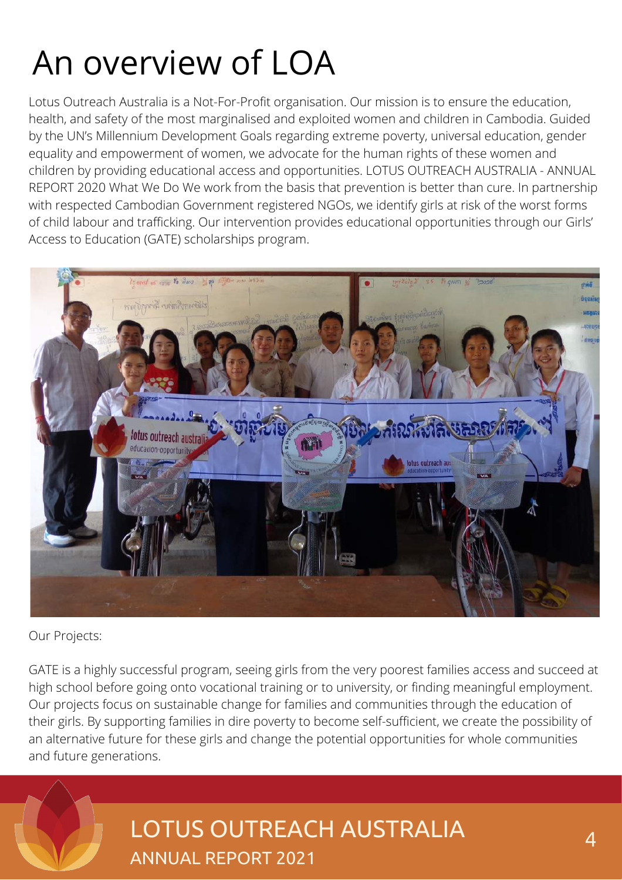# An overview of LOA

Lotus Outreach Australia is a Not-For-Profit organisation. Our mission is to ensure the education, health, and safety of the most marginalised and exploited women and children in Cambodia. Guided by the UN's Millennium Development Goals regarding extreme poverty, universal education, gender equality and empowerment of women, we advocate for the human rights of these women and children by providing educational access and opportunities. LOTUS OUTREACH AUSTRALIA - ANNUAL REPORT 2020 What We Do We work from the basis that prevention is better than cure. In partnership with respected Cambodian Government registered NGOs, we identify girls at risk of the worst forms of child labour and trafficking. Our intervention provides educational opportunities through our Girls' Access to Education (GATE) scholarships program.

Our Projects:

GATE is a highly successful program, seeing girls from the very poorest families access and succeed at high school before going onto vocational training or to university, or finding meaningful employment. Our projects focus on sustainable change for families and communities through the education of their girls. By supporting families in dire poverty to become self-sufficient, we create the possibility of an alternative future for these girls and change the potential opportunities for whole communities and future generations.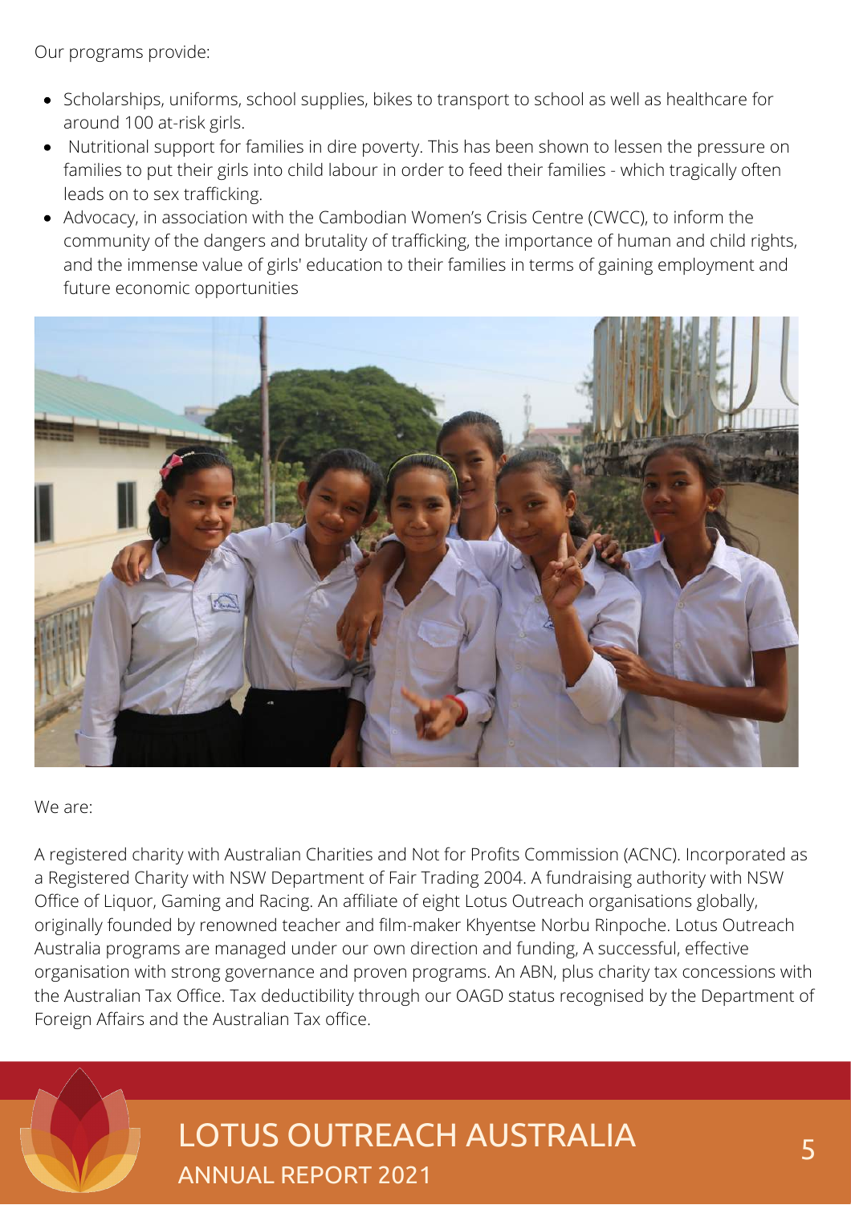Our programs provide:

- Scholarships, uniforms, school supplies, bikes to transport to school as well as healthcare for around 100 at-risk girls.
- Nutritional support for families in dire poverty. This has been shown to lessen the pressure on families to put their girls into child labour in order to feed their families - which tragically often leads on to sex trafficking.
- Advocacy, in association with the Cambodian Women's Crisis Centre (CWCC), to inform the community of the dangers and brutality of trafficking, the importance of human and child rights, and the immense value of girls' education to their families in terms of gaining employment and future economic opportunities

We are:

A registered charity with Australian Charities and Not for Profits Commission (ACNC). Incorporated as a Registered Charity with NSW Department of Fair Trading 2004. A fundraising authority with NSW Office of Liquor, Gaming and Racing. An affiliate of eight Lotus Outreach organisations globally, originally founded by renowned teacher and film-maker Khyentse Norbu Rinpoche. Lotus Outreach Australia programs are managed under our own direction and funding, A successful, effective organisation with strong governance and proven programs. An ABN, plus charity tax concessions with the Australian Tax Office. Tax deductibility through our OAGD status recognised by the Department of Foreign Affairs and the Australian Tax office.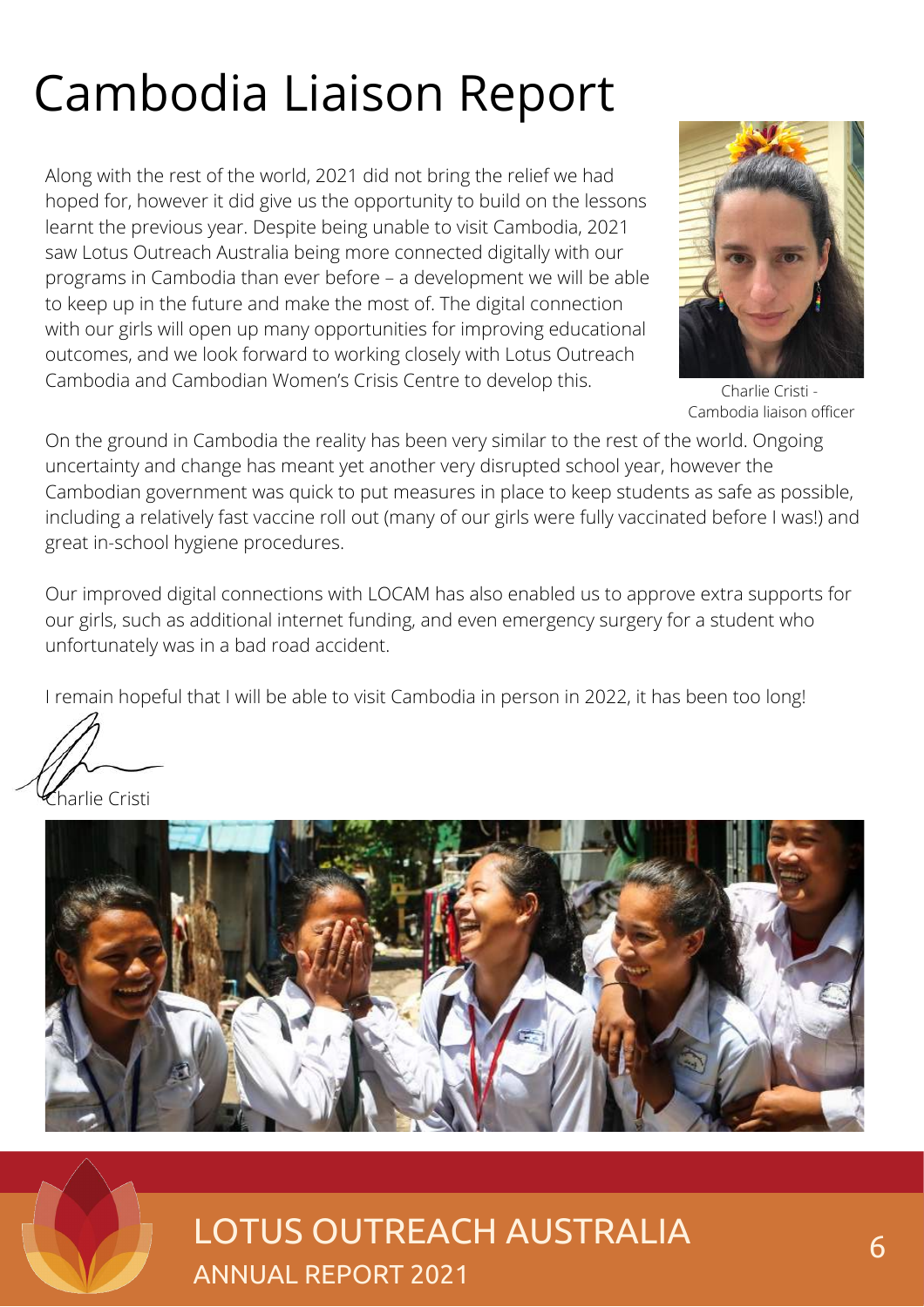# Cambodia Liaison Report

Along with the rest of the world, 2021 did not bring the relief we had hoped for, however it did give us the opportunity to build on the lessons learnt the previous year. Despite being unable to visit Cambodia, 2021 saw Lotus Outreach Australia being more connected digitally with our programs in Cambodia than ever before – a development we will be able to keep up in the future and make the most of. The digital connection with our girls will open up many opportunities for improving educational outcomes, and we look forward to working closely with Lotus Outreach Cambodia and Cambodian Women's Crisis Centre to develop this.

Charlie Cristi - Cambodia liaison officer

On the ground in Cambodia the reality has been very similar to the rest of the world. Ongoing uncertainty and change has meant yet another very disrupted school year, however the Cambodian government was quick to put measures in place to keep students as safe as possible, including a relatively fast vaccine roll out (many of our girls were fully vaccinated before I was!) and great in-school hygiene procedures.

Our improved digital connections with LOCAM has also enabled us to approve extra supports for our girls, such as additional internet funding, and even emergency surgery for a student who unfortunately was in a bad road accident.

I remain hopeful that I will be able to visit Cambodia in person in 2022, it has been too long!

Charlie Cristi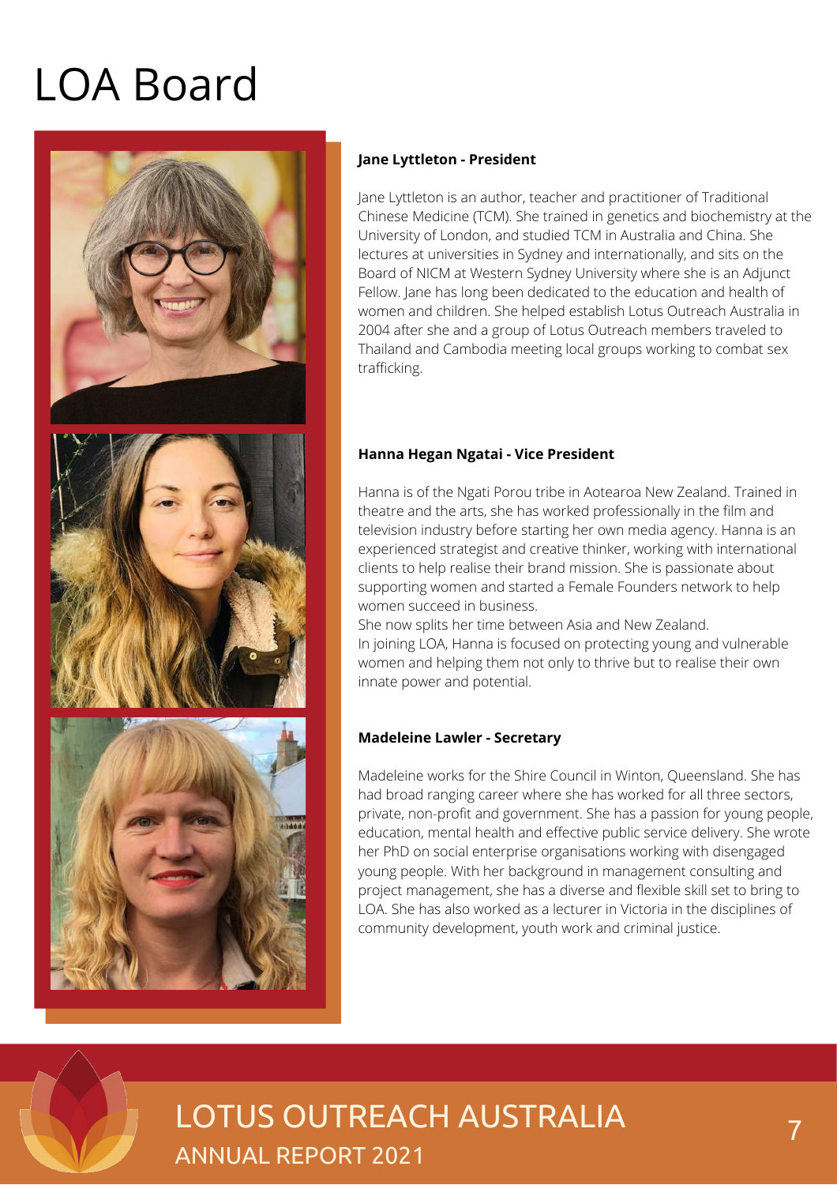# LOA Board

**Jane Lyttleton - President**

Jane Lyttleton is an author, teacher and practitioner of Traditional Chinese Medicine (TCM). She trained in genetics and biochemistry at the University of London, and studied TCM in Australia and China. She lectures at universities in Sydney and internationally, and sits on the Board of NICM at Western Sydney University where she is an Adjunct Fellow. Jane has long been dedicated to the education and health of women and children. She helped establish Lotus Outreach Australia in 2004 after she and a group of Lotus Outreach members traveled to Thailand and Cambodia meeting local groups working to combat sex trafficking.

**Hanna Hegan Ngatai - Vice President**

Hanna is of the Ngati Porou tribe in Aotearoa New Zealand. Trained in theatre and the arts, she has worked professionally in the film and television industry before starting her own media agency. Hanna is an experienced strategist and creative thinker, working with international clients to help realise their brand mission. She is passionate about supporting women and started a Female Founders network to help women succeed in business.

She now splits her time between Asia and New Zealand.

In joining LOA, Hanna is focused on protecting young and vulnerable women and helping them not only to thrive but to realise their own innate power and potential.

**Madeleine Lawler - Secretary**

Madeleine works for the Shire Council in Winton, Queensland. She has had broad ranging career where she has worked for all three sectors, private, non-profit and government. She has a passion for young people, education, mental health and effective public service delivery. She wrote her PhD on social enterprise organisations working with disengaged young people. With her background in management consulting and project management, she has a diverse and flexible skill set to bring to LOA. She has also worked as a lecturer in Victoria in the disciplines of community development, youth work and criminal justice.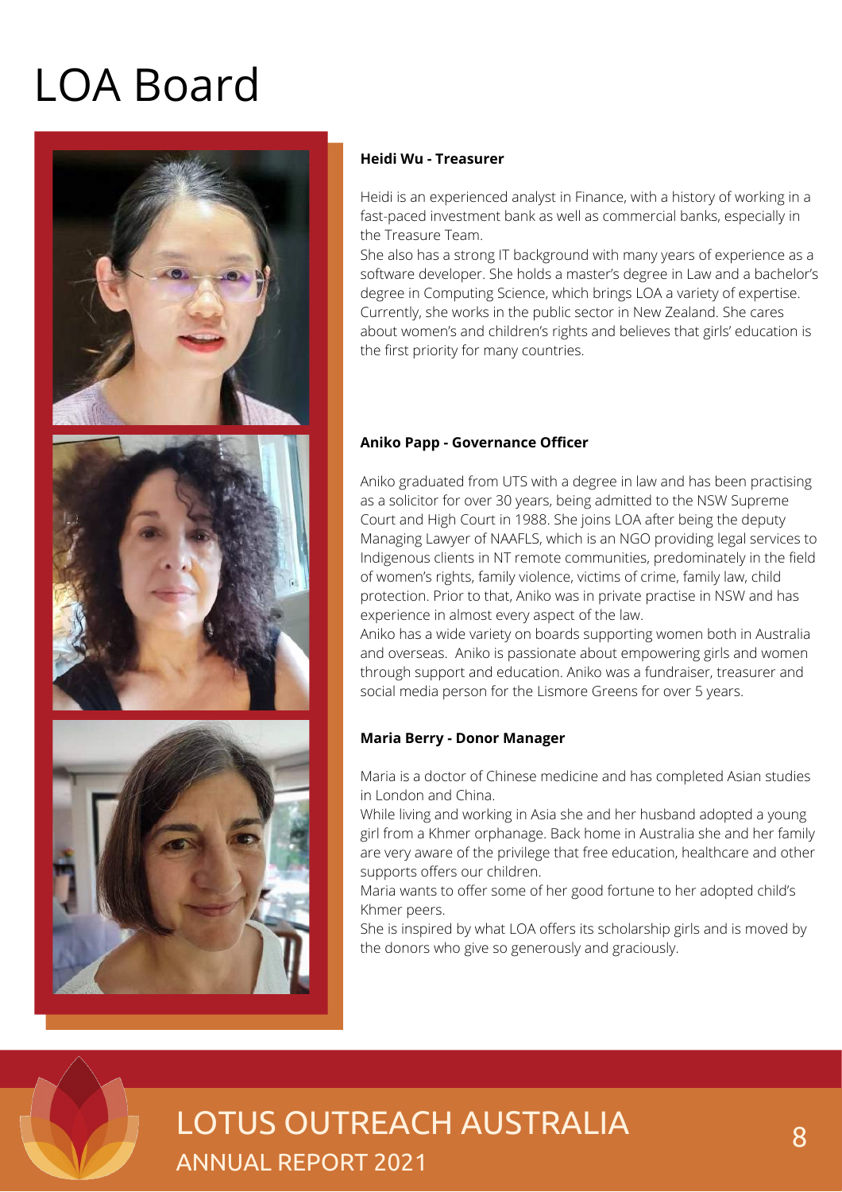# LOA Board

**Heidi Wu - Treasurer**

Heidi is an experienced analyst in Finance, with a history of working in a fast-paced investment bank as well as commercial banks, especially in the Treasure Team.
She also has a strong IT background with many years of experience as a software developer. She holds a master's degree in Law and a bachelor's degree in Computing Science, which brings LOA a variety of expertise. Currently, she works in the public sector in New Zealand. She cares about women's and children's rights and believes that girls' education is the first priority for many countries.

**Aniko Papp - Governance Officer**

Aniko graduated from UTS with a degree in law and has been practising as a solicitor for over 30 years, being admitted to the NSW Supreme Court and High Court in 1988. She joins LOA after being the deputy Managing Lawyer of NAAFLS, which is an NGO providing legal services to Indigenous clients in NT remote communities, predominately in the field of women's rights, family violence, victims of crime, family law, child protection. Prior to that, Aniko was in private practise in NSW and has experience in almost every aspect of the law.
Aniko has a wide variety on boards supporting women both in Australia and overseas. Aniko is passionate about empowering girls and women through support and education. Aniko was a fundraiser, treasurer and social media person for the Lismore Greens for over 5 years.

**Maria Berry - Donor Manager**

Maria is a doctor of Chinese medicine and has completed Asian studies in London and China.
While living and working in Asia she and her husband adopted a young girl from a Khmer orphanage. Back home in Australia she and her family are very aware of the privilege that free education, healthcare and other supports offers our children.
Maria wants to offer some of her good fortune to her adopted child's Khmer peers.
She is inspired by what LOA offers its scholarship girls and is moved by the donors who give so generously and graciously.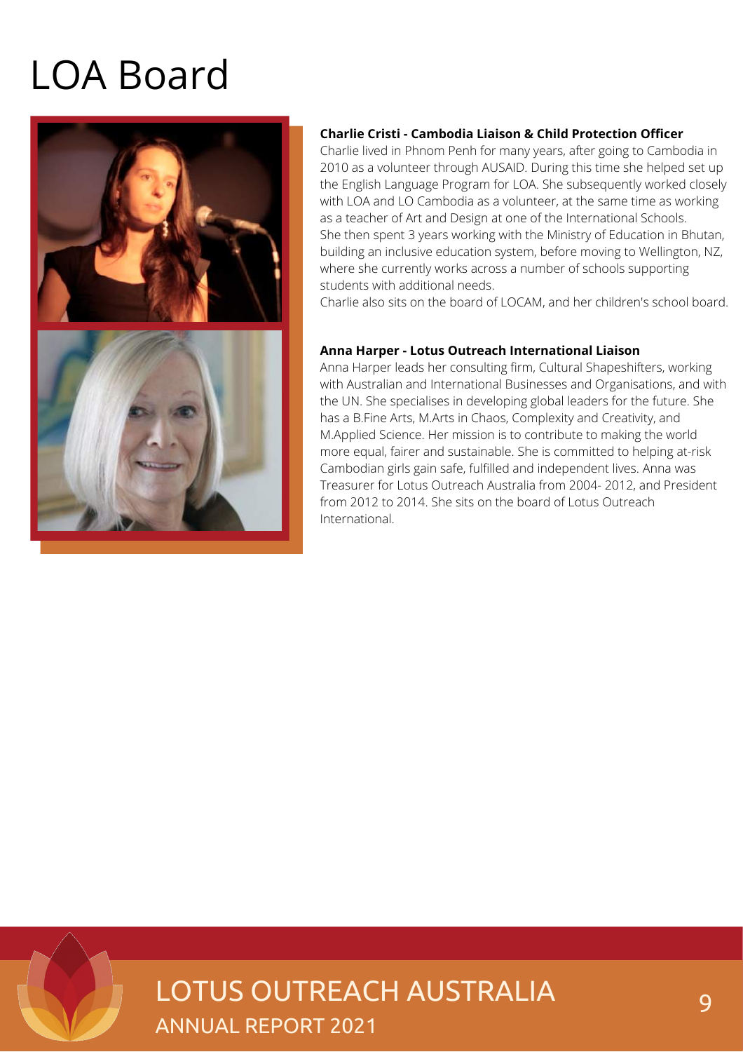# LOA Board

**Charlie Cristi - Cambodia Liaison & Child Protection Officer**

Charlie lived in Phnom Penh for many years, after going to Cambodia in 2010 as a volunteer through AUSAID. During this time she helped set up the English Language Program for LOA. She subsequently worked closely with LOA and LO Cambodia as a volunteer, at the same time as working as a teacher of Art and Design at one of the International Schools. She then spent 3 years working with the Ministry of Education in Bhutan, building an inclusive education system, before moving to Wellington, NZ, where she currently works across a number of schools supporting students with additional needs.

Charlie also sits on the board of LOCAM, and her children's school board.

**Anna Harper - Lotus Outreach International Liaison**

Anna Harper leads her consulting firm, Cultural Shapeshifters, working with Australian and International Businesses and Organisations, and with the UN. She specialises in developing global leaders for the future. She has a B.Fine Arts, M.Arts in Chaos, Complexity and Creativity, and M.Applied Science. Her mission is to contribute to making the world more equal, fairer and sustainable. She is committed to helping at-risk Cambodian girls gain safe, fulfilled and independent lives. Anna was Treasurer for Lotus Outreach Australia from 2004- 2012, and President from 2012 to 2014. She sits on the board of Lotus Outreach International.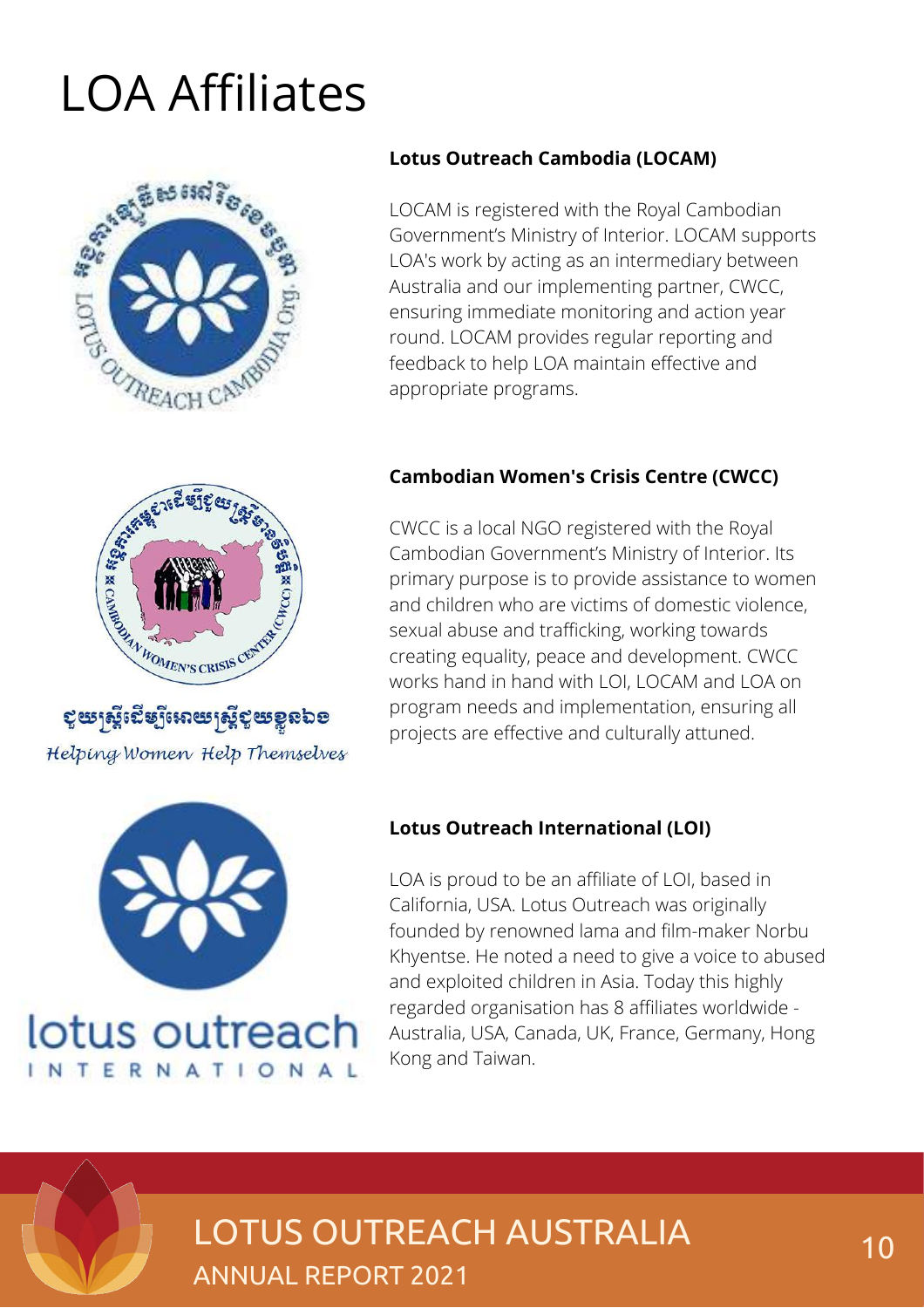# LOA Affiliates

**Lotus Outreach Cambodia (LOCAM)**

LOCAM is registered with the Royal Cambodian Government's Ministry of Interior. LOCAM supports LOA's work by acting as an intermediary between Australia and our implementing partner, CWCC, ensuring immediate monitoring and action year round. LOCAM provides regular reporting and feedback to help LOA maintain effective and appropriate programs.

**Cambodian Women's Crisis Centre (CWCC)**

CWCC is a local NGO registered with the Royal Cambodian Government's Ministry of Interior. Its primary purpose is to provide assistance to women and children who are victims of domestic violence, sexual abuse and trafficking, working towards creating equality, peace and development. CWCC works hand in hand with LOI, LOCAM and LOA on program needs and implementation, ensuring all projects are effective and culturally attuned.

**Lotus Outreach International (LOI)**

LOA is proud to be an affiliate of LOI, based in California, USA. Lotus Outreach was originally founded by renowned lama and film-maker Norbu Khyentse. He noted a need to give a voice to abused and exploited children in Asia. Today this highly regarded organisation has 8 affiliates worldwide - Australia, USA, Canada, UK, France, Germany, Hong Kong and Taiwan.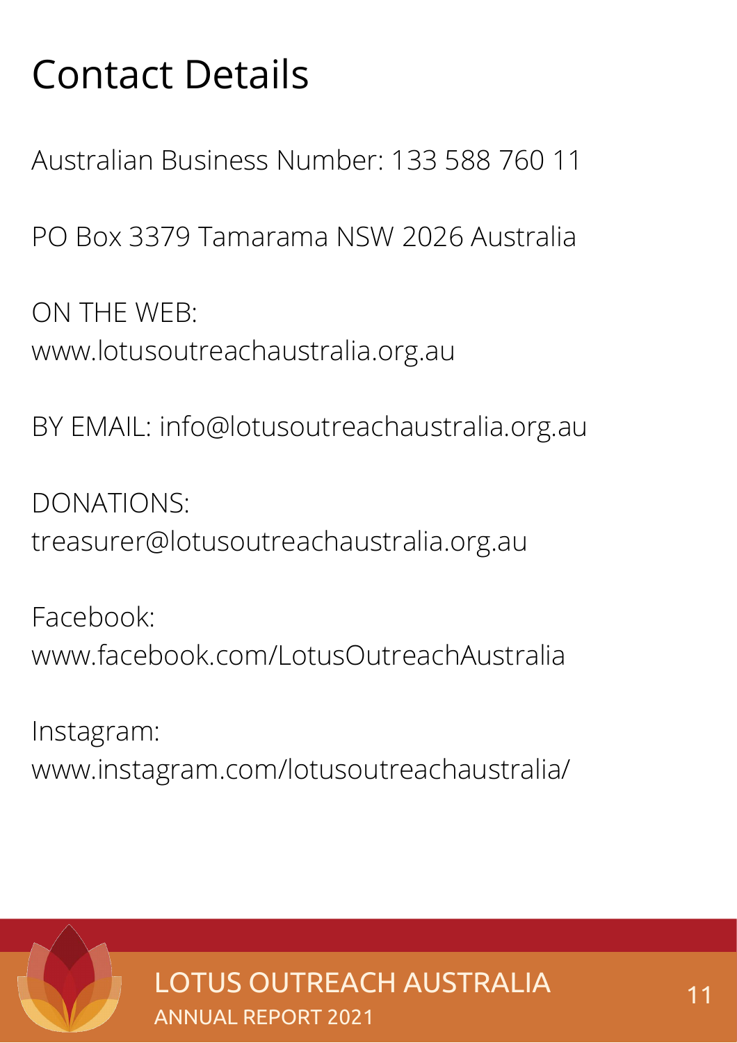# Contact Details

Australian Business Number: 133 588 760 11

PO Box 3379 Tamarama NSW 2026 Australia

ON THE WEB:
www.lotusoutreachaustralia.org.au

BY EMAIL: info@lotusoutreachaustralia.org.au

DONATIONS:
treasurer@lotusoutreachaustralia.org.au

Facebook:
www.facebook.com/LotusOutreachAustralia

Instagram:
www.instagram.com/lotusoutreachaustralia/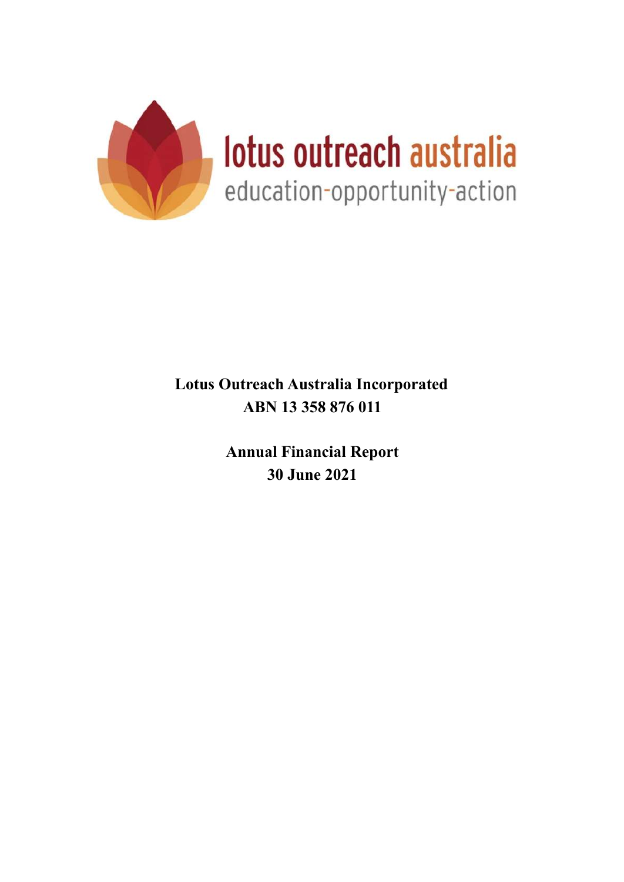**Lotus Outreach Australia Incorporated**
**ABN 13 358 876 011**

**Annual Financial Report**
**30 June 2021**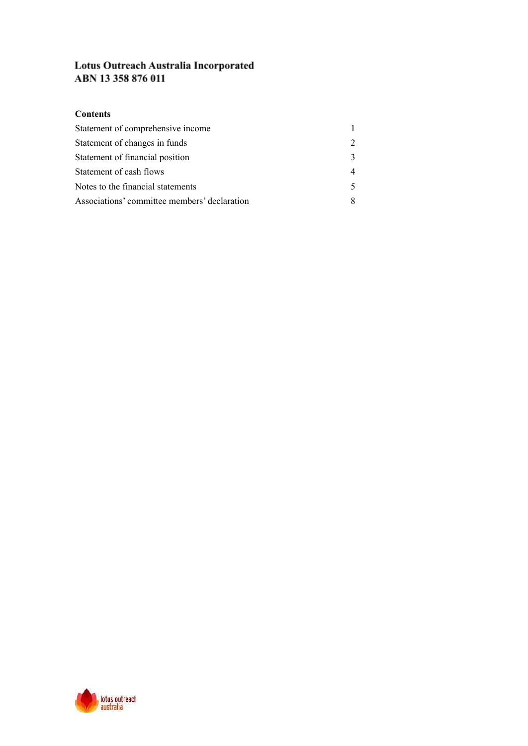**Lotus Outreach Australia Incorporated**
**ABN 13 358 876 011**

**Contents**

| | |
|---|---|
| Statement of comprehensive income | 1 |
| Statement of changes in funds | 2 |
| Statement of financial position | 3 |
| Statement of cash flows | 4 |
| Notes to the financial statements | 5 |
| Associations' committee members' declaration | 8 |

lotus outreach australia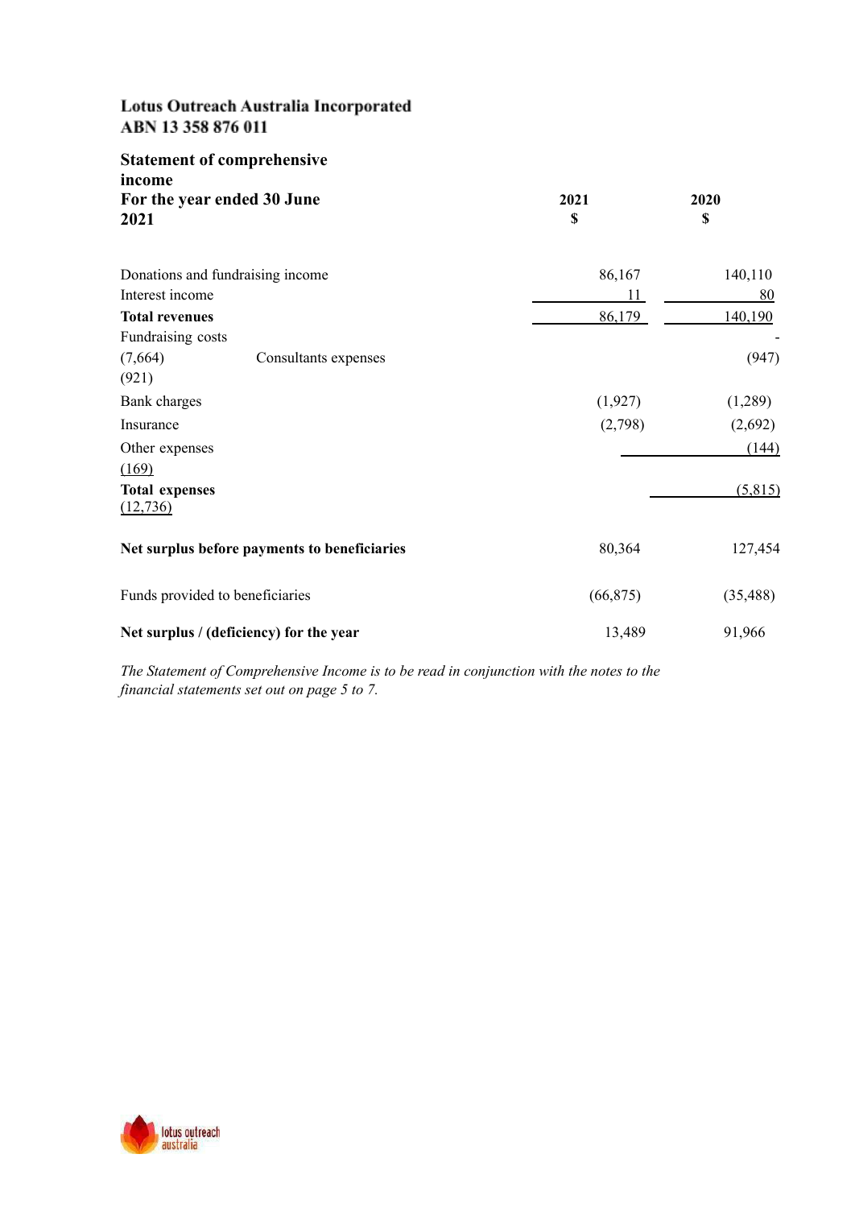**Lotus Outreach Australia Incorporated**
**ABN 13 358 876 011**

## Statement of comprehensive income
## For the year ended 30 June 2021

| | 2021<br>$ | 2020<br>$ |
|---|---|---|
| Donations and fundraising income | 86,167 | 140,110 |
| Interest income | 11 | 80 |
| **Total revenues** | 86,179 | 140,190 |
| Fundraising costs | | - |
| (7,664) Consultants expenses | | (947) |
| (921) | | |
| Bank charges | (1,927) | (1,289) |
| Insurance | (2,798) | (2,692) |
| Other expenses | | (144) |
| (169) | | |
| **Total expenses** | | (5,815) |
| (12,736) | | |
| **Net surplus before payments to beneficiaries** | 80,364 | 127,454 |
| Funds provided to beneficiaries | (66,875) | (35,488) |
| **Net surplus / (deficiency) for the year** | 13,489 | 91,966 |

*The Statement of Comprehensive Income is to be read in conjunction with the notes to the financial statements set out on page 5 to 7.*

lotus outreach australia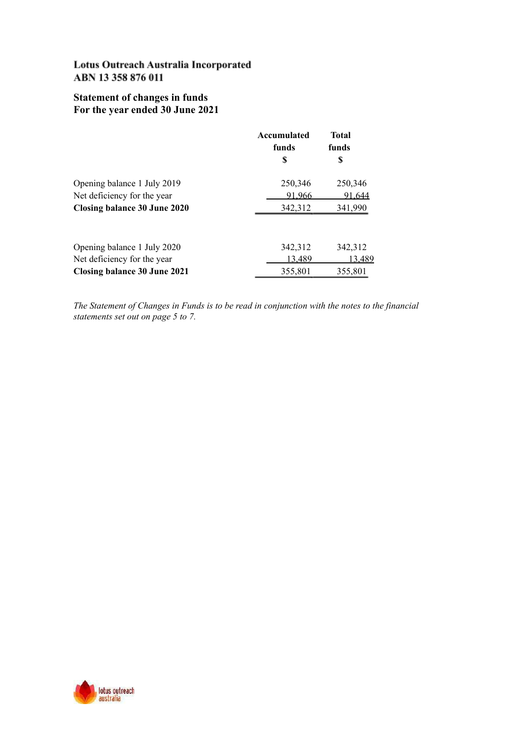**Lotus Outreach Australia Incorporated**
**ABN 13 358 876 011**

**Statement of changes in funds**
**For the year ended 30 June 2021**

| | Accumulated funds $ | Total funds $ |
|---|---|---|
| Opening balance 1 July 2019 | 250,346 | 250,346 |
| Net deficiency for the year | 91,966 | 91,644 |
| **Closing balance 30 June 2020** | 342,312 | 341,990 |
| | | |
| Opening balance 1 July 2020 | 342,312 | 342,312 |
| Net deficiency for the year | 13,489 | 13,489 |
| **Closing balance 30 June 2021** | 355,801 | 355,801 |

*The Statement of Changes in Funds is to be read in conjunction with the notes to the financial statements set out on page 5 to 7.*

lotus outreach australia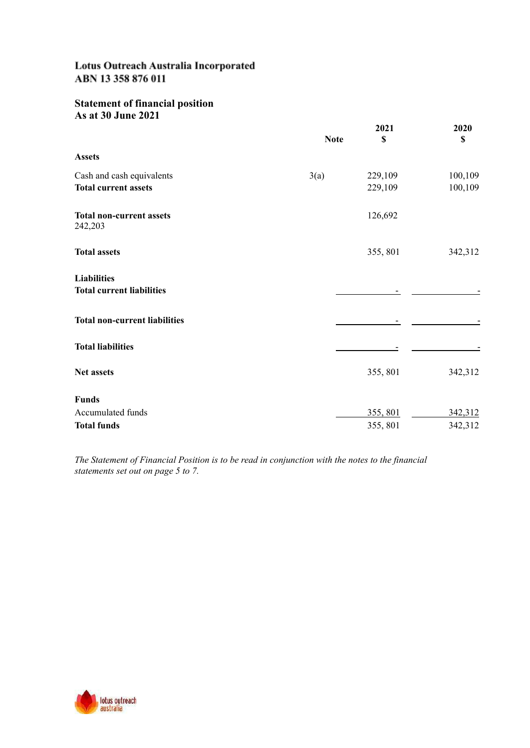**Lotus Outreach Australia Incorporated**
**ABN 13 358 876 011**

## Statement of financial position
## As at 30 June 2021

| | Note | 2021 $ | 2020 $ |
|---|---|---|---|
| **Assets** | | | |
| Cash and cash equivalents | 3(a) | 229,109 | 100,109 |
| **Total current assets** | | 229,109 | 100,109 |
| **Total non-current assets** | | 126,692 | 242,203 |
| **Total assets** | | 355, 801 | 342,312 |
| **Liabilities** | | | |
| **Total current liabilities** | | - | - |
| **Total non-current liabilities** | | - | - |
| **Total liabilities** | | - | - |
| **Net assets** | | 355, 801 | 342,312 |
| **Funds** | | | |
| Accumulated funds | | 355, 801 | 342,312 |
| **Total funds** | | 355, 801 | 342,312 |

*The Statement of Financial Position is to be read in conjunction with the notes to the financial statements set out on page 5 to 7.*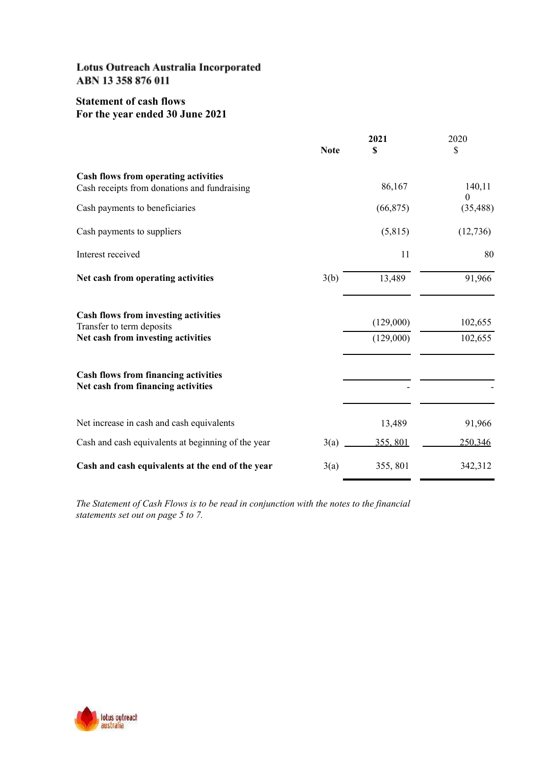**Lotus Outreach Australia Incorporated**
**ABN 13 358 876 011**

## Statement of cash flows
## For the year ended 30 June 2021

| | Note | 2021 $ | 2020 $ |
|---|---|---|---|
| **Cash flows from operating activities** | | | |
| Cash receipts from donations and fundraising | | 86,167 | 140,110 |
| Cash payments to beneficiaries | | (66,875) | (35,488) |
| Cash payments to suppliers | | (5,815) | (12,736) |
| Interest received | | 11 | 80 |
| **Net cash from operating activities** | 3(b) | 13,489 | 91,966 |
| | | | |
| **Cash flows from investing activities** | | | |
| Transfer to term deposits | | (129,000) | 102,655 |
| **Net cash from investing activities** | | (129,000) | 102,655 |
| | | | |
| **Cash flows from financing activities** | | | |
| **Net cash from financing activities** | | - | - |
| | | | |
| Net increase in cash and cash equivalents | | 13,489 | 91,966 |
| Cash and cash equivalents at beginning of the year | 3(a) | 355, 801 | 250,346 |
| **Cash and cash equivalents at the end of the year** | 3(a) | 355, 801 | 342,312 |

*The Statement of Cash Flows is to be read in conjunction with the notes to the financial statements set out on page 5 to 7.*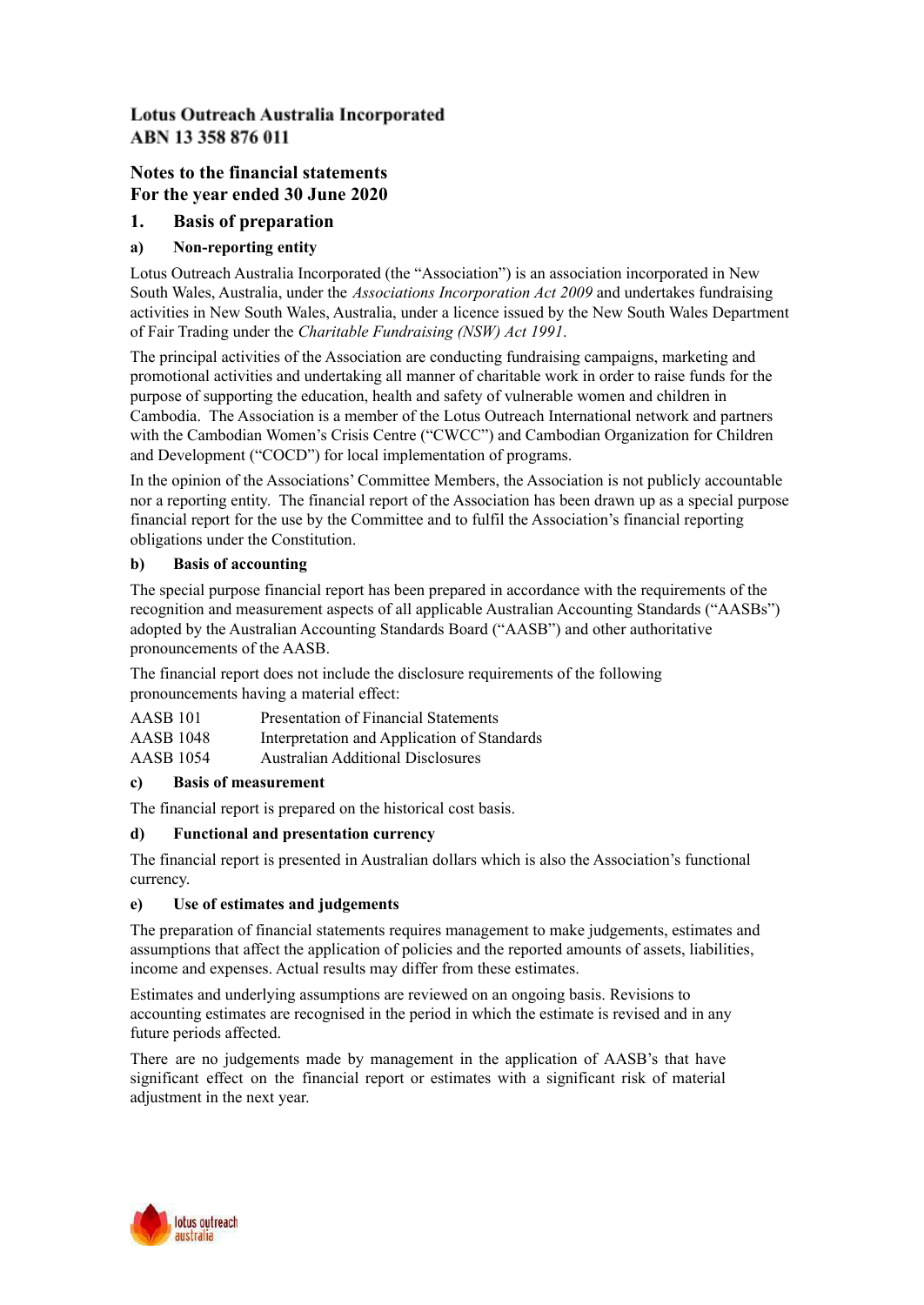**Lotus Outreach Australia Incorporated**
**ABN 13 358 876 011**

## Notes to the financial statements
## For the year ended 30 June 2020

## 1. Basis of preparation

### a) Non-reporting entity

Lotus Outreach Australia Incorporated (the "Association") is an association incorporated in New South Wales, Australia, under the *Associations Incorporation Act 2009* and undertakes fundraising activities in New South Wales, Australia, under a licence issued by the New South Wales Department of Fair Trading under the *Charitable Fundraising (NSW) Act 1991*.

The principal activities of the Association are conducting fundraising campaigns, marketing and promotional activities and undertaking all manner of charitable work in order to raise funds for the purpose of supporting the education, health and safety of vulnerable women and children in Cambodia. The Association is a member of the Lotus Outreach International network and partners with the Cambodian Women's Crisis Centre ("CWCC") and Cambodian Organization for Children and Development ("COCD") for local implementation of programs.

In the opinion of the Associations' Committee Members, the Association is not publicly accountable nor a reporting entity. The financial report of the Association has been drawn up as a special purpose financial report for the use by the Committee and to fulfil the Association's financial reporting obligations under the Constitution.

### b) Basis of accounting

The special purpose financial report has been prepared in accordance with the requirements of the recognition and measurement aspects of all applicable Australian Accounting Standards ("AASBs") adopted by the Australian Accounting Standards Board ("AASB") and other authoritative pronouncements of the AASB.

The financial report does not include the disclosure requirements of the following pronouncements having a material effect:

| | |
|---|---|
| AASB 101 | Presentation of Financial Statements |
| AASB 1048 | Interpretation and Application of Standards |
| AASB 1054 | Australian Additional Disclosures |

### c) Basis of measurement

The financial report is prepared on the historical cost basis.

### d) Functional and presentation currency

The financial report is presented in Australian dollars which is also the Association's functional currency.

### e) Use of estimates and judgements

The preparation of financial statements requires management to make judgements, estimates and assumptions that affect the application of policies and the reported amounts of assets, liabilities, income and expenses. Actual results may differ from these estimates.

Estimates and underlying assumptions are reviewed on an ongoing basis. Revisions to accounting estimates are recognised in the period in which the estimate is revised and in any future periods affected.

There are no judgements made by management in the application of AASB's that have significant effect on the financial report or estimates with a significant risk of material adjustment in the next year.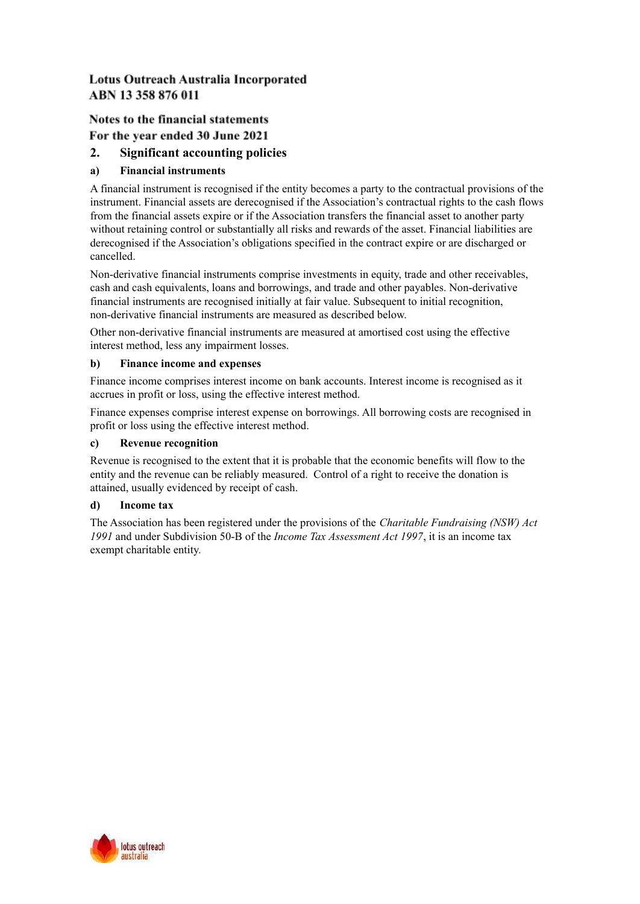**Lotus Outreach Australia Incorporated**
**ABN 13 358 876 011**

**Notes to the financial statements**
**For the year ended 30 June 2021**

## 2. Significant accounting policies

### a) Financial instruments

A financial instrument is recognised if the entity becomes a party to the contractual provisions of the instrument. Financial assets are derecognised if the Association's contractual rights to the cash flows from the financial assets expire or if the Association transfers the financial asset to another party without retaining control or substantially all risks and rewards of the asset. Financial liabilities are derecognised if the Association's obligations specified in the contract expire or are discharged or cancelled.

Non-derivative financial instruments comprise investments in equity, trade and other receivables, cash and cash equivalents, loans and borrowings, and trade and other payables. Non-derivative financial instruments are recognised initially at fair value. Subsequent to initial recognition, non-derivative financial instruments are measured as described below.

Other non-derivative financial instruments are measured at amortised cost using the effective interest method, less any impairment losses.

### b) Finance income and expenses

Finance income comprises interest income on bank accounts. Interest income is recognised as it accrues in profit or loss, using the effective interest method.

Finance expenses comprise interest expense on borrowings. All borrowing costs are recognised in profit or loss using the effective interest method.

### c) Revenue recognition

Revenue is recognised to the extent that it is probable that the economic benefits will flow to the entity and the revenue can be reliably measured. Control of a right to receive the donation is attained, usually evidenced by receipt of cash.

### d) Income tax

The Association has been registered under the provisions of the *Charitable Fundraising (NSW) Act 1991* and under Subdivision 50-B of the *Income Tax Assessment Act 1997*, it is an income tax exempt charitable entity.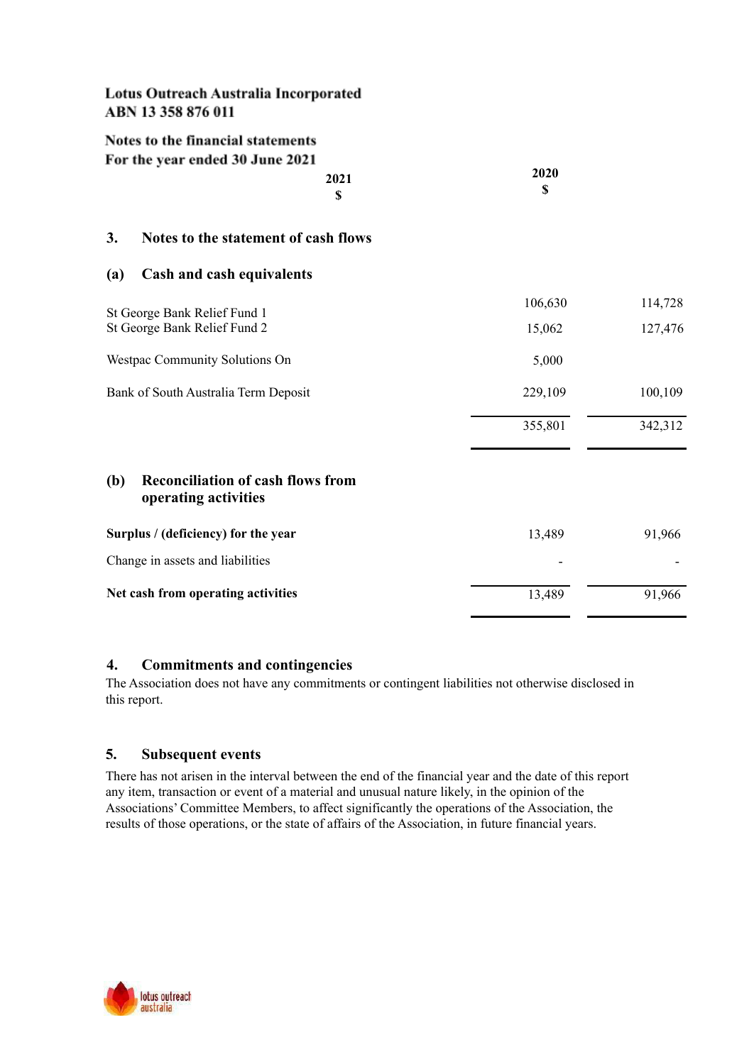**Lotus Outreach Australia Incorporated**
**ABN 13 358 876 011**

**Notes to the financial statements**
**For the year ended 30 June 2021**

## 3. Notes to the statement of cash flows

### (a) Cash and cash equivalents

| | 2021 $ | 2020 $ |
|---|---|---|
| St George Bank Relief Fund 1 | 106,630 | 114,728 |
| St George Bank Relief Fund 2 | 15,062 | 127,476 |
| Westpac Community Solutions On | 5,000 | |
| Bank of South Australia Term Deposit | 229,109 | 100,109 |
| | 355,801 | 342,312 |

### (b) Reconciliation of cash flows from operating activities

| | 2021 $ | 2020 $ |
|---|---|---|
| **Surplus / (deficiency) for the year** | 13,489 | 91,966 |
| Change in assets and liabilities | - | - |
| **Net cash from operating activities** | 13,489 | 91,966 |

## 4. Commitments and contingencies

The Association does not have any commitments or contingent liabilities not otherwise disclosed in this report.

## 5. Subsequent events

There has not arisen in the interval between the end of the financial year and the date of this report any item, transaction or event of a material and unusual nature likely, in the opinion of the Associations' Committee Members, to affect significantly the operations of the Association, the results of those operations, or the state of affairs of the Association, in future financial years.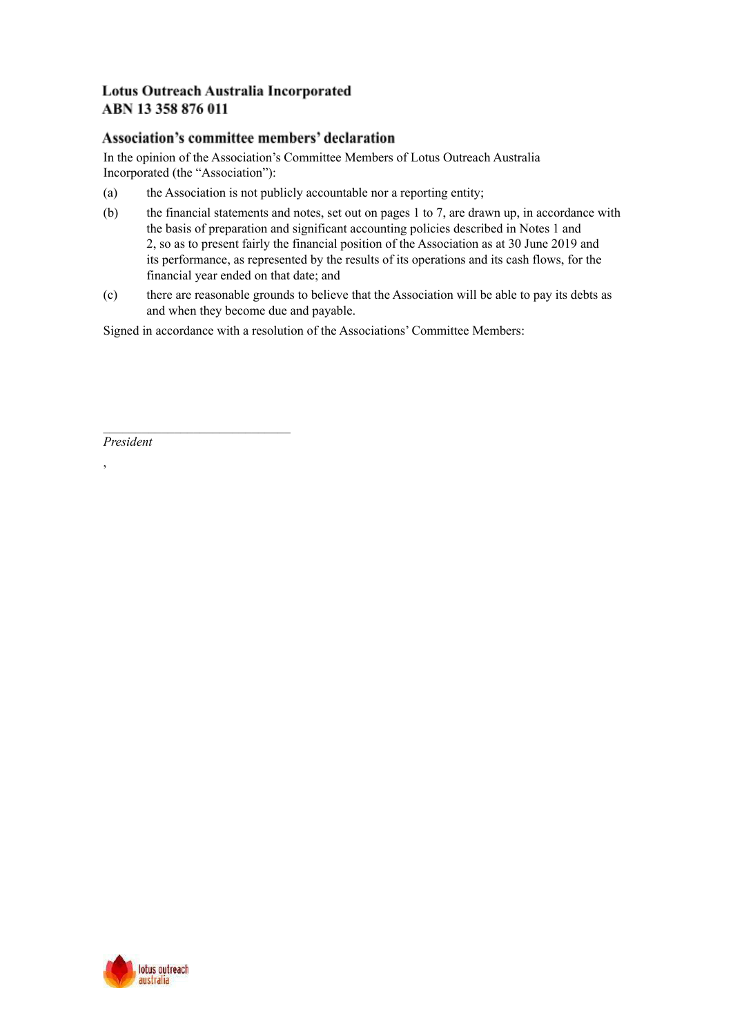**Lotus Outreach Australia Incorporated**
**ABN 13 358 876 011**

## Association's committee members' declaration

In the opinion of the Association's Committee Members of Lotus Outreach Australia Incorporated (the "Association"):

(a) the Association is not publicly accountable nor a reporting entity;

(b) the financial statements and notes, set out on pages 1 to 7, are drawn up, in accordance with the basis of preparation and significant accounting policies described in Notes 1 and 2, so as to present fairly the financial position of the Association as at 30 June 2019 and its performance, as represented by the results of its operations and its cash flows, for the financial year ended on that date; and

(c) there are reasonable grounds to believe that the Association will be able to pay its debts as and when they become due and payable.

Signed in accordance with a resolution of the Associations' Committee Members:

\_\_\_\_\_\_\_\_\_\_\_\_\_\_\_\_\_\_\_\_\_\_\_\_\_\_\_\_\_\_

*President*

,